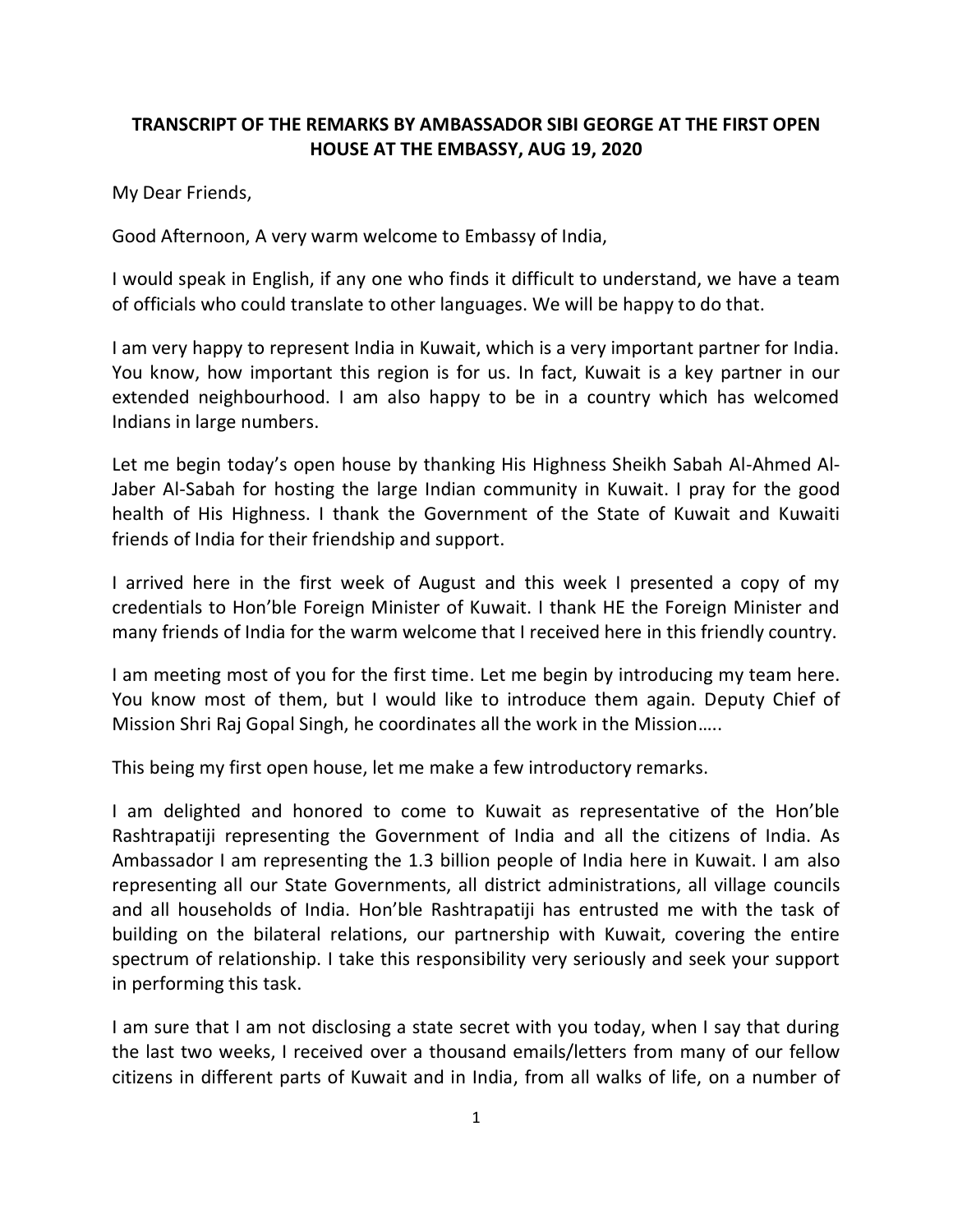# TRANSCRIPT OF THE REMARKS BY AMBASSADOR SIBI GEORGE AT THE FIRST OPEN HOUSE AT THE EMBASSY, AUG 19, 2020

My Dear Friends,

Good Afternoon, A very warm welcome to Embassy of India,

I would speak in English, if any one who finds it difficult to understand, we have a team of officials who could translate to other languages. We will be happy to do that.

I am very happy to represent India in Kuwait, which is a very important partner for India. You know, how important this region is for us. In fact, Kuwait is a key partner in our extended neighbourhood. I am also happy to be in a country which has welcomed Indians in large numbers.

Let me begin today's open house by thanking His Highness Sheikh Sabah Al-Ahmed Al-Jaber Al-Sabah for hosting the large Indian community in Kuwait. I pray for the good health of His Highness. I thank the Government of the State of Kuwait and Kuwaiti friends of India for their friendship and support.

I arrived here in the first week of August and this week I presented a copy of my credentials to Hon'ble Foreign Minister of Kuwait. I thank HE the Foreign Minister and many friends of India for the warm welcome that I received here in this friendly country.

I am meeting most of you for the first time. Let me begin by introducing my team here. You know most of them, but I would like to introduce them again. Deputy Chief of Mission Shri Raj Gopal Singh, he coordinates all the work in the Mission…..

This being my first open house, let me make a few introductory remarks.

I am delighted and honored to come to Kuwait as representative of the Hon'ble Rashtrapatiji representing the Government of India and all the citizens of India. As Ambassador I am representing the 1.3 billion people of India here in Kuwait. I am also representing all our State Governments, all district administrations, all village councils and all households of India. Hon'ble Rashtrapatiji has entrusted me with the task of building on the bilateral relations, our partnership with Kuwait, covering the entire spectrum of relationship. I take this responsibility very seriously and seek your support in performing this task.

I am sure that I am not disclosing a state secret with you today, when I say that during the last two weeks, I received over a thousand emails/letters from many of our fellow citizens in different parts of Kuwait and in India, from all walks of life, on a number of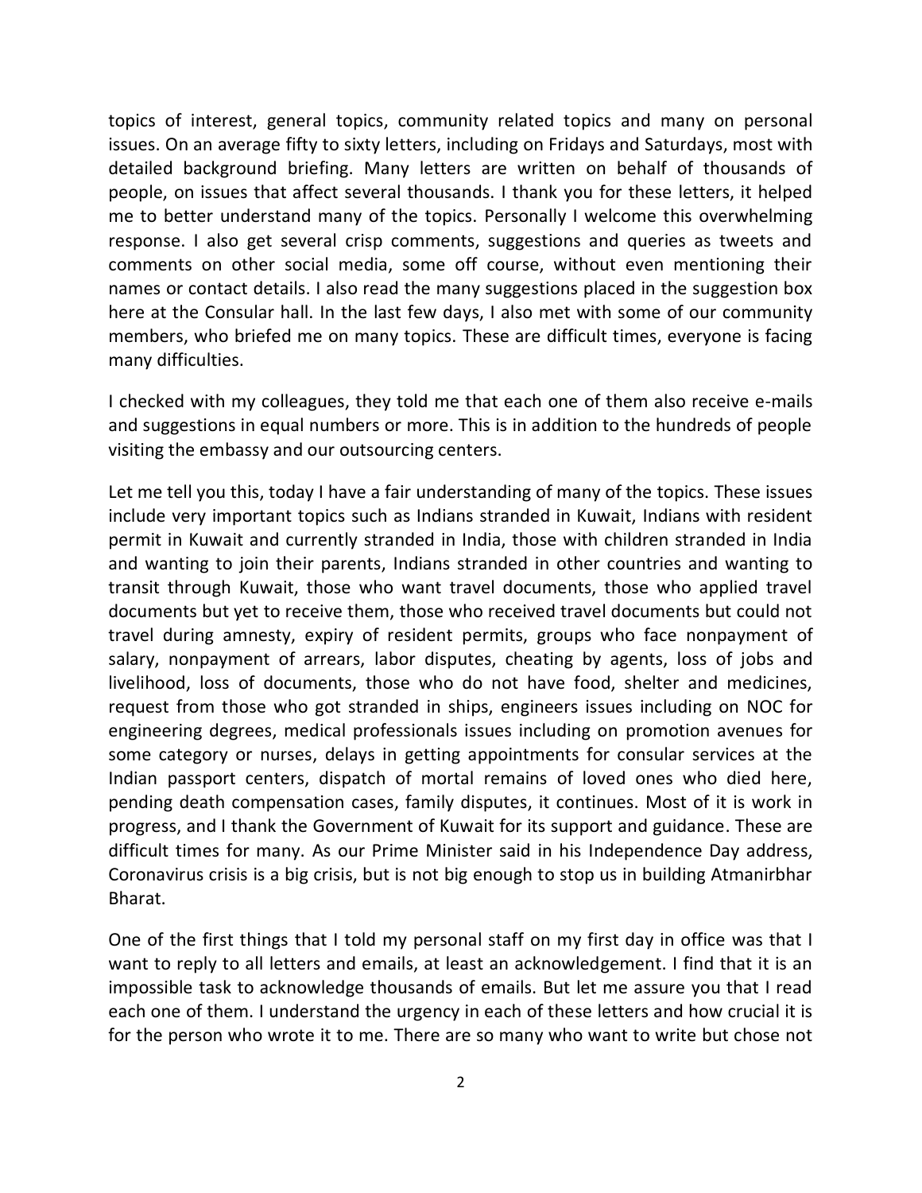topics of interest, general topics, community related topics and many on personal issues. On an average fifty to sixty letters, including on Fridays and Saturdays, most with detailed background briefing. Many letters are written on behalf of thousands of people, on issues that affect several thousands. I thank you for these letters, it helped me to better understand many of the topics. Personally I welcome this overwhelming response. I also get several crisp comments, suggestions and queries as tweets and comments on other social media, some off course, without even mentioning their names or contact details. I also read the many suggestions placed in the suggestion box here at the Consular hall. In the last few days, I also met with some of our community members, who briefed me on many topics. These are difficult times, everyone is facing many difficulties.

I checked with my colleagues, they told me that each one of them also receive e-mails and suggestions in equal numbers or more. This is in addition to the hundreds of people visiting the embassy and our outsourcing centers.

Let me tell you this, today I have a fair understanding of many of the topics. These issues include very important topics such as Indians stranded in Kuwait, Indians with resident permit in Kuwait and currently stranded in India, those with children stranded in India and wanting to join their parents, Indians stranded in other countries and wanting to transit through Kuwait, those who want travel documents, those who applied travel documents but yet to receive them, those who received travel documents but could not travel during amnesty, expiry of resident permits, groups who face nonpayment of salary, nonpayment of arrears, labor disputes, cheating by agents, loss of jobs and livelihood, loss of documents, those who do not have food, shelter and medicines, request from those who got stranded in ships, engineers issues including on NOC for engineering degrees, medical professionals issues including on promotion avenues for some category or nurses, delays in getting appointments for consular services at the Indian passport centers, dispatch of mortal remains of loved ones who died here, pending death compensation cases, family disputes, it continues. Most of it is work in progress, and I thank the Government of Kuwait for its support and guidance. These are difficult times for many. As our Prime Minister said in his Independence Day address, Coronavirus crisis is a big crisis, but is not big enough to stop us in building Atmanirbhar Bharat.

One of the first things that I told my personal staff on my first day in office was that I want to reply to all letters and emails, at least an acknowledgement. I find that it is an impossible task to acknowledge thousands of emails. But let me assure you that I read each one of them. I understand the urgency in each of these letters and how crucial it is for the person who wrote it to me. There are so many who want to write but chose not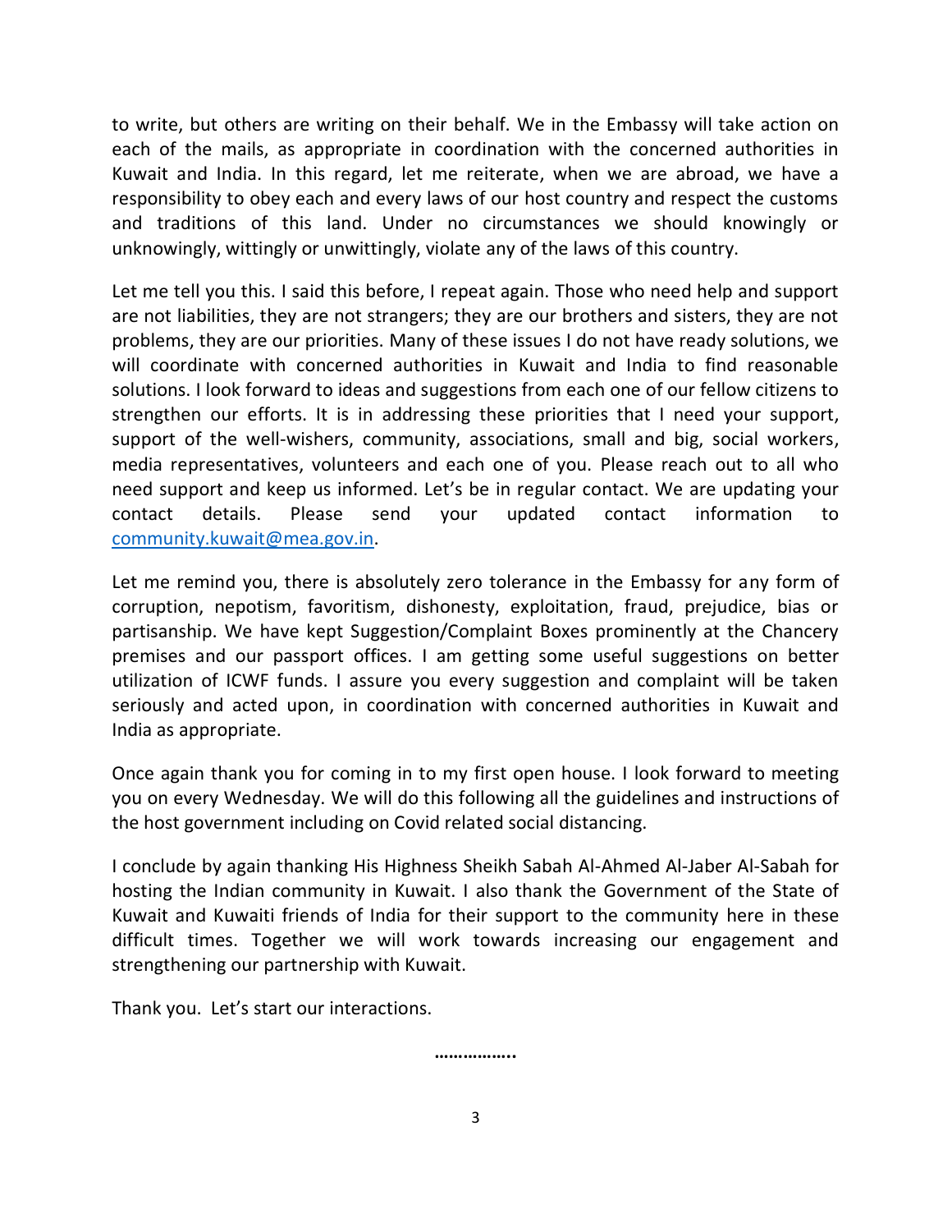to write, but others are writing on their behalf. We in the Embassy will take action on each of the mails, as appropriate in coordination with the concerned authorities in Kuwait and India. In this regard, let me reiterate, when we are abroad, we have a responsibility to obey each and every laws of our host country and respect the customs and traditions of this land. Under no circumstances we should knowingly or unknowingly, wittingly or unwittingly, violate any of the laws of this country.

Let me tell you this. I said this before, I repeat again. Those who need help and support are not liabilities, they are not strangers; they are our brothers and sisters, they are not problems, they are our priorities. Many of these issues I do not have ready solutions, we will coordinate with concerned authorities in Kuwait and India to find reasonable solutions. I look forward to ideas and suggestions from each one of our fellow citizens to strengthen our efforts. It is in addressing these priorities that I need your support, support of the well-wishers, community, associations, small and big, social workers, media representatives, volunteers and each one of you. Please reach out to all who need support and keep us informed. Let's be in regular contact. We are updating your contact details. Please send your updated contact information to community.kuwait@mea.gov.in.

Let me remind you, there is absolutely zero tolerance in the Embassy for any form of corruption, nepotism, favoritism, dishonesty, exploitation, fraud, prejudice, bias or partisanship. We have kept Suggestion/Complaint Boxes prominently at the Chancery premises and our passport offices. I am getting some useful suggestions on better utilization of ICWF funds. I assure you every suggestion and complaint will be taken seriously and acted upon, in coordination with concerned authorities in Kuwait and India as appropriate.

Once again thank you for coming in to my first open house. I look forward to meeting you on every Wednesday. We will do this following all the guidelines and instructions of the host government including on Covid related social distancing.

I conclude by again thanking His Highness Sheikh Sabah Al-Ahmed Al-Jaber Al-Sabah for hosting the Indian community in Kuwait. I also thank the Government of the State of Kuwait and Kuwaiti friends of India for their support to the community here in these difficult times. Together we will work towards increasing our engagement and strengthening our partnership with Kuwait.

Thank you. Let's start our interactions.

**……………..**